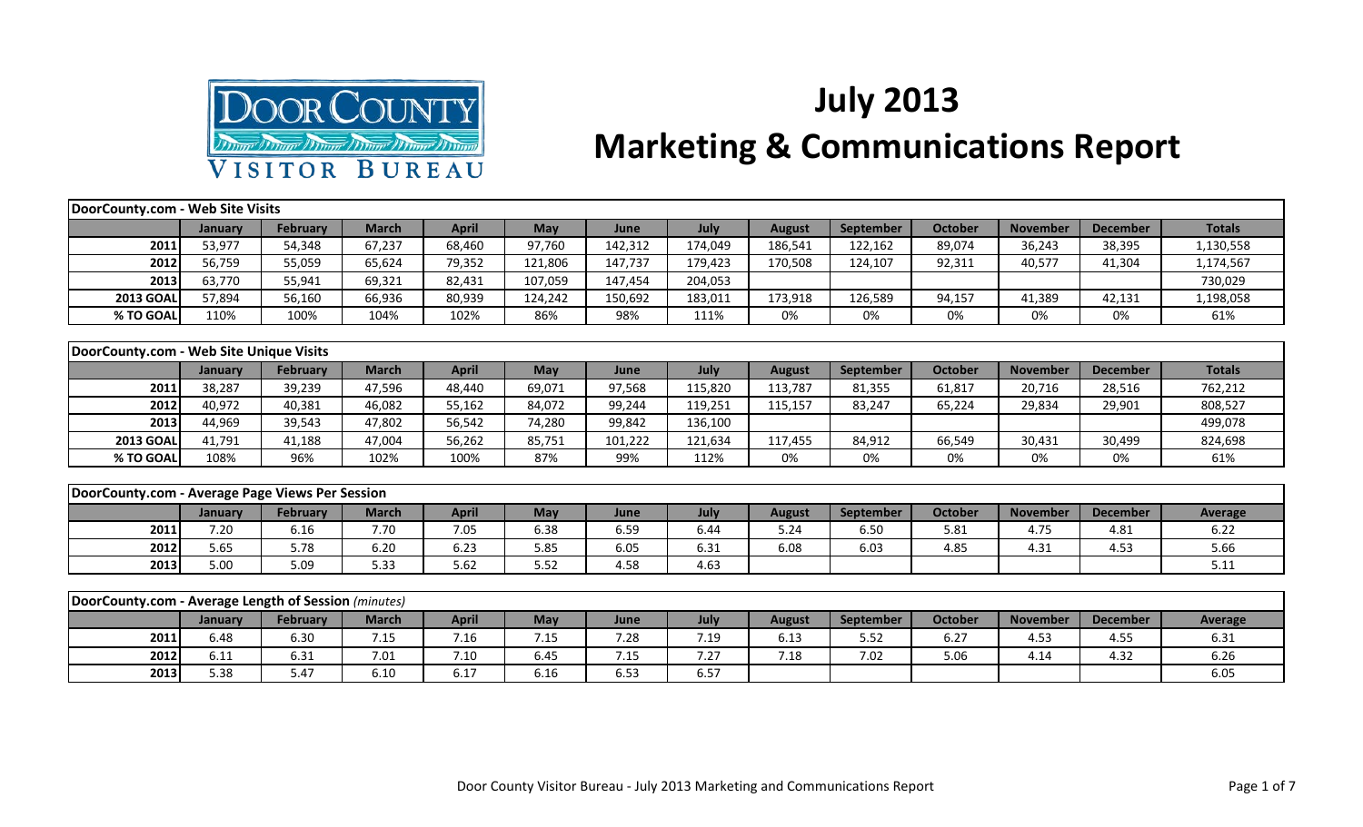# July 2013 Marketing & Communications Report

Door County Visitor Bureau

| DoorCounty.com - Web Site Visits | | | | | | | | | | | | | |
|---|---|---|---|---|---|---|---|---|---|---|---|---|---|
| | January | February | March | April | May | June | July | August | September | October | November | December | Totals |
| 2011 | 53,977 | 54,348 | 67,237 | 68,460 | 97,760 | 142,312 | 174,049 | 186,541 | 122,162 | 89,074 | 36,243 | 38,395 | 1,130,558 |
| 2012 | 56,759 | 55,059 | 65,624 | 79,352 | 121,806 | 147,737 | 179,423 | 170,508 | 124,107 | 92,311 | 40,577 | 41,304 | 1,174,567 |
| 2013 | 63,770 | 55,941 | 69,321 | 82,431 | 107,059 | 147,454 | 204,053 | | | | | | 730,029 |
| 2013 GOAL | 57,894 | 56,160 | 66,936 | 80,939 | 124,242 | 150,692 | 183,011 | 173,918 | 126,589 | 94,157 | 41,389 | 42,131 | 1,198,058 |
| % TO GOAL | 110% | 100% | 104% | 102% | 86% | 98% | 111% | 0% | 0% | 0% | 0% | 0% | 61% |

| DoorCounty.com - Web Site Unique Visits | | | | | | | | | | | | | |
|---|---|---|---|---|---|---|---|---|---|---|---|---|---|
| | January | February | March | April | May | June | July | August | September | October | November | December | Totals |
| 2011 | 38,287 | 39,239 | 47,596 | 48,440 | 69,071 | 97,568 | 115,820 | 113,787 | 81,355 | 61,817 | 20,716 | 28,516 | 762,212 |
| 2012 | 40,972 | 40,381 | 46,082 | 55,162 | 84,072 | 99,244 | 119,251 | 115,157 | 83,247 | 65,224 | 29,834 | 29,901 | 808,527 |
| 2013 | 44,969 | 39,543 | 47,802 | 56,542 | 74,280 | 99,842 | 136,100 | | | | | | 499,078 |
| 2013 GOAL | 41,791 | 41,188 | 47,004 | 56,262 | 85,751 | 101,222 | 121,634 | 117,455 | 84,912 | 66,549 | 30,431 | 30,499 | 824,698 |
| % TO GOAL | 108% | 96% | 102% | 100% | 87% | 99% | 112% | 0% | 0% | 0% | 0% | 0% | 61% |

| DoorCounty.com - Average Page Views Per Session | | | | | | | | | | | | | |
|---|---|---|---|---|---|---|---|---|---|---|---|---|---|
| | January | February | March | April | May | June | July | August | September | October | November | December | Average |
| 2011 | 7.20 | 6.16 | 7.70 | 7.05 | 6.38 | 6.59 | 6.44 | 5.24 | 6.50 | 5.81 | 4.75 | 4.81 | 6.22 |
| 2012 | 5.65 | 5.78 | 6.20 | 6.23 | 5.85 | 6.05 | 6.31 | 6.08 | 6.03 | 4.85 | 4.31 | 4.53 | 5.66 |
| 2013 | 5.00 | 5.09 | 5.33 | 5.62 | 5.52 | 4.58 | 4.63 | | | | | | 5.11 |

| DoorCounty.com - Average Length of Session *(minutes)* | | | | | | | | | | | | | |
|---|---|---|---|---|---|---|---|---|---|---|---|---|---|
| | January | February | March | April | May | June | July | August | September | October | November | December | Average |
| 2011 | 6.48 | 6.30 | 7.15 | 7.16 | 7.15 | 7.28 | 7.19 | 6.13 | 5.52 | 6.27 | 4.53 | 4.55 | 6.31 |
| 2012 | 6.11 | 6.31 | 7.01 | 7.10 | 6.45 | 7.15 | 7.27 | 7.18 | 7.02 | 5.06 | 4.14 | 4.32 | 6.26 |
| 2013 | 5.38 | 5.47 | 6.10 | 6.17 | 6.16 | 6.53 | 6.57 | | | | | | 6.05 |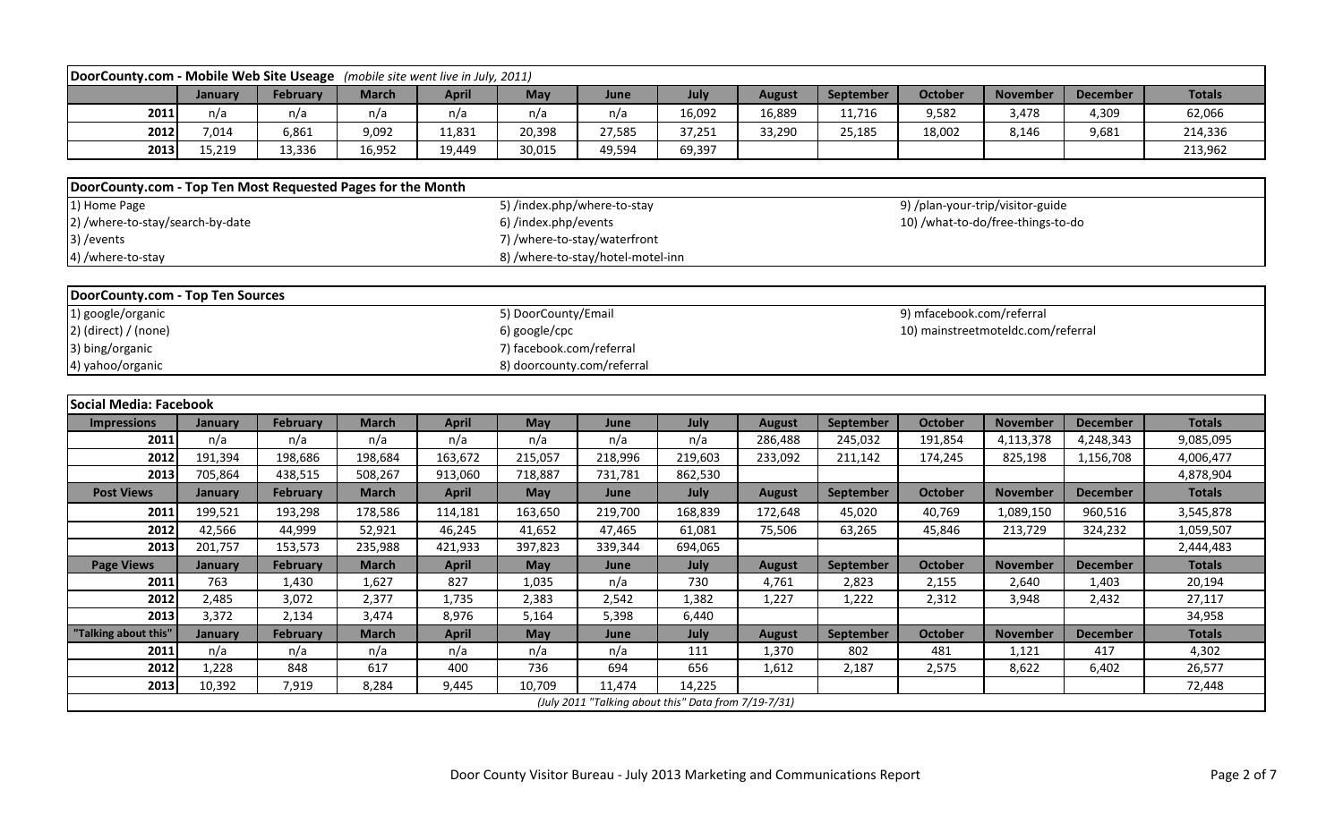## DoorCounty.com - Mobile Web Site Useage *(mobile site went live in July, 2011)*

| | January | February | March | April | May | June | July | August | September | October | November | December | Totals |
|---|---|---|---|---|---|---|---|---|---|---|---|---|---|
| 2011 | n/a | n/a | n/a | n/a | n/a | n/a | 16,092 | 16,889 | 11,716 | 9,582 | 3,478 | 4,309 | 62,066 |
| 2012 | 7,014 | 6,861 | 9,092 | 11,831 | 20,398 | 27,585 | 37,251 | 33,290 | 25,185 | 18,002 | 8,146 | 9,681 | 214,336 |
| 2013 | 15,219 | 13,336 | 16,952 | 19,449 | 30,015 | 49,594 | 69,397 | | | | | | 213,962 |

## DoorCounty.com - Top Ten Most Requested Pages for the Month

1) Home Page
2) /where-to-stay/search-by-date
3) /events
4) /where-to-stay
5) /index.php/where-to-stay
6) /index.php/events
7) /where-to-stay/waterfront
8) /where-to-stay/hotel-motel-inn
9) /plan-your-trip/visitor-guide
10) /what-to-do/free-things-to-do

## DoorCounty.com - Top Ten Sources

1) google/organic
2) (direct) / (none)
3) bing/organic
4) yahoo/organic
5) DoorCounty/Email
6) google/cpc
7) facebook.com/referral
8) doorcounty.com/referral
9) mfacebook.com/referral
10) mainstreetmoteldc.com/referral

## Social Media: Facebook

| Impressions | January | February | March | April | May | June | July | August | September | October | November | December | Totals |
|---|---|---|---|---|---|---|---|---|---|---|---|---|---|
| 2011 | n/a | n/a | n/a | n/a | n/a | n/a | n/a | 286,488 | 245,032 | 191,854 | 4,113,378 | 4,248,343 | 9,085,095 |
| 2012 | 191,394 | 198,686 | 198,684 | 163,672 | 215,057 | 218,996 | 219,603 | 233,092 | 211,142 | 174,245 | 825,198 | 1,156,708 | 4,006,477 |
| 2013 | 705,864 | 438,515 | 508,267 | 913,060 | 718,887 | 731,781 | 862,530 | | | | | | 4,878,904 |
| **Post Views** | **January** | **February** | **March** | **April** | **May** | **June** | **July** | **August** | **September** | **October** | **November** | **December** | **Totals** |
| 2011 | 199,521 | 193,298 | 178,586 | 114,181 | 163,650 | 219,700 | 168,839 | 172,648 | 45,020 | 40,769 | 1,089,150 | 960,516 | 3,545,878 |
| 2012 | 42,566 | 44,999 | 52,921 | 46,245 | 41,652 | 47,465 | 61,081 | 75,506 | 63,265 | 45,846 | 213,729 | 324,232 | 1,059,507 |
| 2013 | 201,757 | 153,573 | 235,988 | 421,933 | 397,823 | 339,344 | 694,065 | | | | | | 2,444,483 |
| **Page Views** | **January** | **February** | **March** | **April** | **May** | **June** | **July** | **August** | **September** | **October** | **November** | **December** | **Totals** |
| 2011 | 763 | 1,430 | 1,627 | 827 | 1,035 | n/a | 730 | 4,761 | 2,823 | 2,155 | 2,640 | 1,403 | 20,194 |
| 2012 | 2,485 | 3,072 | 2,377 | 1,735 | 2,383 | 2,542 | 1,382 | 1,227 | 1,222 | 2,312 | 3,948 | 2,432 | 27,117 |
| 2013 | 3,372 | 2,134 | 3,474 | 8,976 | 5,164 | 5,398 | 6,440 | | | | | | 34,958 |
| **"Talking about this"** | **January** | **February** | **March** | **April** | **May** | **June** | **July** | **August** | **September** | **October** | **November** | **December** | **Totals** |
| 2011 | n/a | n/a | n/a | n/a | n/a | n/a | 111 | 1,370 | 802 | 481 | 1,121 | 417 | 4,302 |
| 2012 | 1,228 | 848 | 617 | 400 | 736 | 694 | 656 | 1,612 | 2,187 | 2,575 | 8,622 | 6,402 | 26,577 |
| 2013 | 10,392 | 7,919 | 8,284 | 9,445 | 10,709 | 11,474 | 14,225 | | | | | | 72,448 |

*(July 2011 "Talking about this" Data from 7/19-7/31)*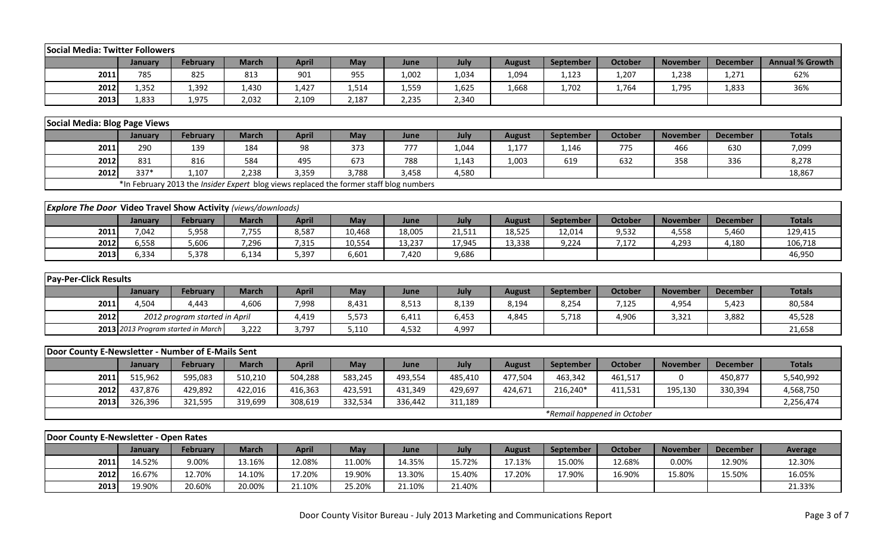**Social Media: Twitter Followers**

| | January | February | March | April | May | June | July | August | September | October | November | December | Annual % Growth |
|---|---|---|---|---|---|---|---|---|---|---|---|---|---|
| 2011 | 785 | 825 | 813 | 901 | 955 | 1,002 | 1,034 | 1,094 | 1,123 | 1,207 | 1,238 | 1,271 | 62% |
| 2012 | 1,352 | 1,392 | 1,430 | 1,427 | 1,514 | 1,559 | 1,625 | 1,668 | 1,702 | 1,764 | 1,795 | 1,833 | 36% |
| 2013 | 1,833 | 1,975 | 2,032 | 2,109 | 2,187 | 2,235 | 2,340 | | | | | | |

**Social Media: Blog Page Views**

| | January | February | March | April | May | June | July | August | September | October | November | December | Totals |
|---|---|---|---|---|---|---|---|---|---|---|---|---|---|
| 2011 | 290 | 139 | 184 | 98 | 373 | 777 | 1,044 | 1,177 | 1,146 | 775 | 466 | 630 | 7,099 |
| 2012 | 831 | 816 | 584 | 495 | 673 | 788 | 1,143 | 1,003 | 619 | 632 | 358 | 336 | 8,278 |
| 2012 | 337* | 1,107 | 2,238 | 3,359 | 3,788 | 3,458 | 4,580 | | | | | | 18,867 |
| *In February 2013 the *Insider Expert* blog views replaced the former staff blog numbers | | | | | | | | | | | | | |

***Explore The Door* Video Travel Show Activity** *(views/downloads)*

| | January | February | March | April | May | June | July | August | September | October | November | December | Totals |
|---|---|---|---|---|---|---|---|---|---|---|---|---|---|
| 2011 | 7,042 | 5,958 | 7,755 | 8,587 | 10,468 | 18,005 | 21,511 | 18,525 | 12,014 | 9,532 | 4,558 | 5,460 | 129,415 |
| 2012 | 6,558 | 5,606 | 7,296 | 7,315 | 10,554 | 13,237 | 17,945 | 13,338 | 9,224 | 7,172 | 4,293 | 4,180 | 106,718 |
| 2013 | 6,334 | 5,378 | 6,134 | 5,397 | 6,601 | 7,420 | 9,686 | | | | | | 46,950 |

**Pay-Per-Click Results**

| | January | February | March | April | May | June | July | August | September | October | November | December | Totals |
|---|---|---|---|---|---|---|---|---|---|---|---|---|---|
| 2011 | 4,504 | 4,443 | 4,606 | 7,998 | 8,431 | 8,513 | 8,139 | 8,194 | 8,254 | 7,125 | 4,954 | 5,423 | 80,584 |
| 2012 | 2012 program started in April | | | 4,419 | 5,573 | 6,411 | 6,453 | 4,845 | 5,718 | 4,906 | 3,321 | 3,882 | 45,528 |
| 2013 | 2013 Program started in March | | 3,222 | 3,797 | 5,110 | 4,532 | 4,997 | | | | | | 21,658 |

**Door County E-Newsletter - Number of E-Mails Sent**

| | January | February | March | April | May | June | July | August | September | October | November | December | Totals |
|---|---|---|---|---|---|---|---|---|---|---|---|---|---|
| 2011 | 515,962 | 595,083 | 510,210 | 504,288 | 583,245 | 493,554 | 485,410 | 477,504 | 463,342 | 461,517 | 0 | 450,877 | 5,540,992 |
| 2012 | 437,876 | 429,892 | 422,016 | 416,363 | 423,591 | 431,349 | 429,697 | 424,671 | 216,240* | 411,531 | 195,130 | 330,394 | 4,568,750 |
| 2013 | 326,396 | 321,595 | 319,699 | 308,619 | 332,534 | 336,442 | 311,189 | | | | | | 2,256,474 |
| | | | | | | | | | *Remail happened in October | | | | |

**Door County E-Newsletter - Open Rates**

| | January | February | March | April | May | June | July | August | September | October | November | December | Average |
|---|---|---|---|---|---|---|---|---|---|---|---|---|---|
| 2011 | 14.52% | 9.00% | 13.16% | 12.08% | 11.00% | 14.35% | 15.72% | 17.13% | 15.00% | 12.68% | 0.00% | 12.90% | 12.30% |
| 2012 | 16.67% | 12.70% | 14.10% | 17.20% | 19.90% | 13.30% | 15.40% | 17.20% | 17.90% | 16.90% | 15.80% | 15.50% | 16.05% |
| 2013 | 19.90% | 20.60% | 20.00% | 21.10% | 25.20% | 21.10% | 21.40% | | | | | | 21.33% |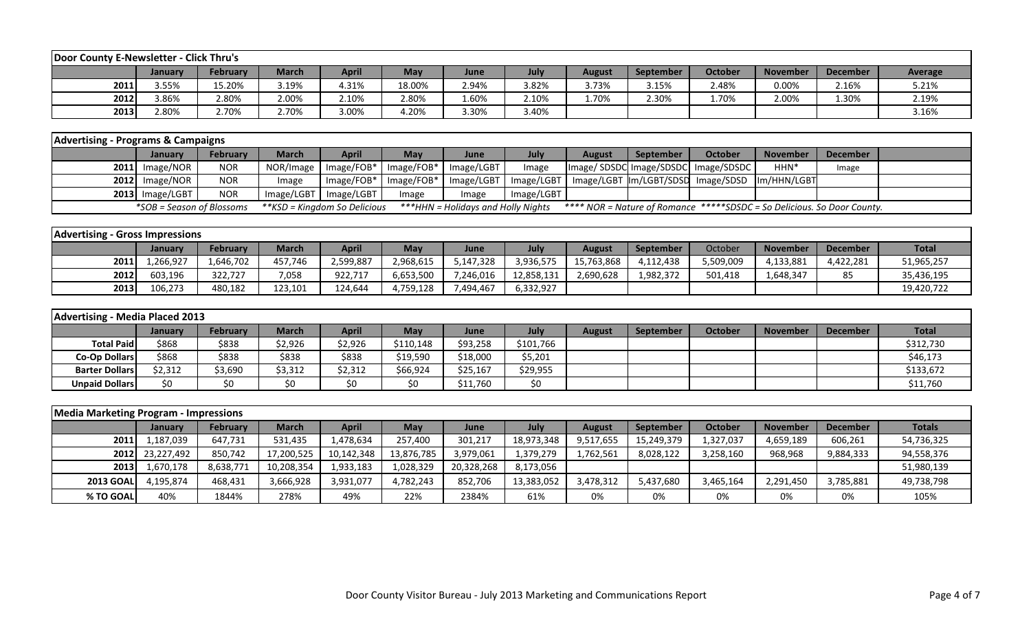| Door County E-Newsletter - Click Thru's | | | | | | | | | | | | | |
|---|---|---|---|---|---|---|---|---|---|---|---|---|---|
| | January | February | March | April | May | June | July | August | September | October | November | December | Average |
| 2011 | 3.55% | 15.20% | 3.19% | 4.31% | 18.00% | 2.94% | 3.82% | 3.73% | 3.15% | 2.48% | 0.00% | 2.16% | 5.21% |
| 2012 | 3.86% | 2.80% | 2.00% | 2.10% | 2.80% | 1.60% | 2.10% | 1.70% | 2.30% | 1.70% | 2.00% | 1.30% | 2.19% |
| 2013 | 2.80% | 2.70% | 2.70% | 3.00% | 4.20% | 3.30% | 3.40% | | | | | | 3.16% |

| Advertising - Programs & Campaigns | | | | | | | | | | | | | |
|---|---|---|---|---|---|---|---|---|---|---|---|---|---|
| | January | February | March | April | May | June | July | August | September | October | November | December | |
| 2011 | Image/NOR | NOR | NOR/Image | Image/FOB* | Image/FOB* | Image/LGBT | Image | Image/ SDSDC | Image/SDSDC | Image/SDSDC | HHN* | Image | |
| 2012 | Image/NOR | NOR | Image | Image/FOB* | Image/FOB* | Image/LGBT | Image/LGBT | Image/LGBT | Im/LGBT/SDSD | Image/SDSD | Im/HHN/LGBT | | |
| 2013 | Image/LGBT | NOR | Image/LGBT | Image/LGBT | Image | Image | Image/LGBT | | | | | | |
| *SOB = Season of Blossoms | | **KSD = Kingdom So Delicious | | ***HHN = Holidays and Holly Nights | | | **** NOR = Nature of Romance | *****SDSDC = So Delicious. So Door County. | | | | | |

| Advertising - Gross Impressions | | | | | | | | | | | | | |
|---|---|---|---|---|---|---|---|---|---|---|---|---|---|
| | January | February | March | April | May | June | July | August | September | October | November | December | Total |
| 2011 | 1,266,927 | 1,646,702 | 457,746 | 2,599,887 | 2,968,615 | 5,147,328 | 3,936,575 | 15,763,868 | 4,112,438 | 5,509,009 | 4,133,881 | 4,422,281 | 51,965,257 |
| 2012 | 603,196 | 322,727 | 7,058 | 922,717 | 6,653,500 | 7,246,016 | 12,858,131 | 2,690,628 | 1,982,372 | 501,418 | 1,648,347 | 85 | 35,436,195 |
| 2013 | 106,273 | 480,182 | 123,101 | 124,644 | 4,759,128 | 7,494,467 | 6,332,927 | | | | | | 19,420,722 |

| Advertising - Media Placed 2013 | | | | | | | | | | | | | |
|---|---|---|---|---|---|---|---|---|---|---|---|---|---|
| | January | February | March | April | May | June | July | August | September | October | November | December | Total |
| Total Paid | $868 | $838 | $2,926 | $2,926 | $110,148 | $93,258 | $101,766 | | | | | | $312,730 |
| Co-Op Dollars | $868 | $838 | $838 | $838 | $19,590 | $18,000 | $5,201 | | | | | | $46,173 |
| Barter Dollars | $2,312 | $3,690 | $3,312 | $2,312 | $66,924 | $25,167 | $29,955 | | | | | | $133,672 |
| Unpaid Dollars | $0 | $0 | $0 | $0 | $0 | $11,760 | $0 | | | | | | $11,760 |

| Media Marketing Program - Impressions | | | | | | | | | | | | | |
|---|---|---|---|---|---|---|---|---|---|---|---|---|---|
| | January | February | March | April | May | June | July | August | September | October | November | December | Totals |
| 2011 | 1,187,039 | 647,731 | 531,435 | 1,478,634 | 257,400 | 301,217 | 18,973,348 | 9,517,655 | 15,249,379 | 1,327,037 | 4,659,189 | 606,261 | 54,736,325 |
| 2012 | 23,227,492 | 850,742 | 17,200,525 | 10,142,348 | 13,876,785 | 3,979,061 | 1,379,279 | 1,762,561 | 8,028,122 | 3,258,160 | 968,968 | 9,884,333 | 94,558,376 |
| 2013 | 1,670,178 | 8,638,771 | 10,208,354 | 1,933,183 | 1,028,329 | 20,328,268 | 8,173,056 | | | | | | 51,980,139 |
| 2013 GOAL | 4,195,874 | 468,431 | 3,666,928 | 3,931,077 | 4,782,243 | 852,706 | 13,383,052 | 3,478,312 | 5,437,680 | 3,465,164 | 2,291,450 | 3,785,881 | 49,738,798 |
| % TO GOAL | 40% | 1844% | 278% | 49% | 22% | 2384% | 61% | 0% | 0% | 0% | 0% | 0% | 105% |

Door County Visitor Bureau - July 2013 Marketing and Communications Report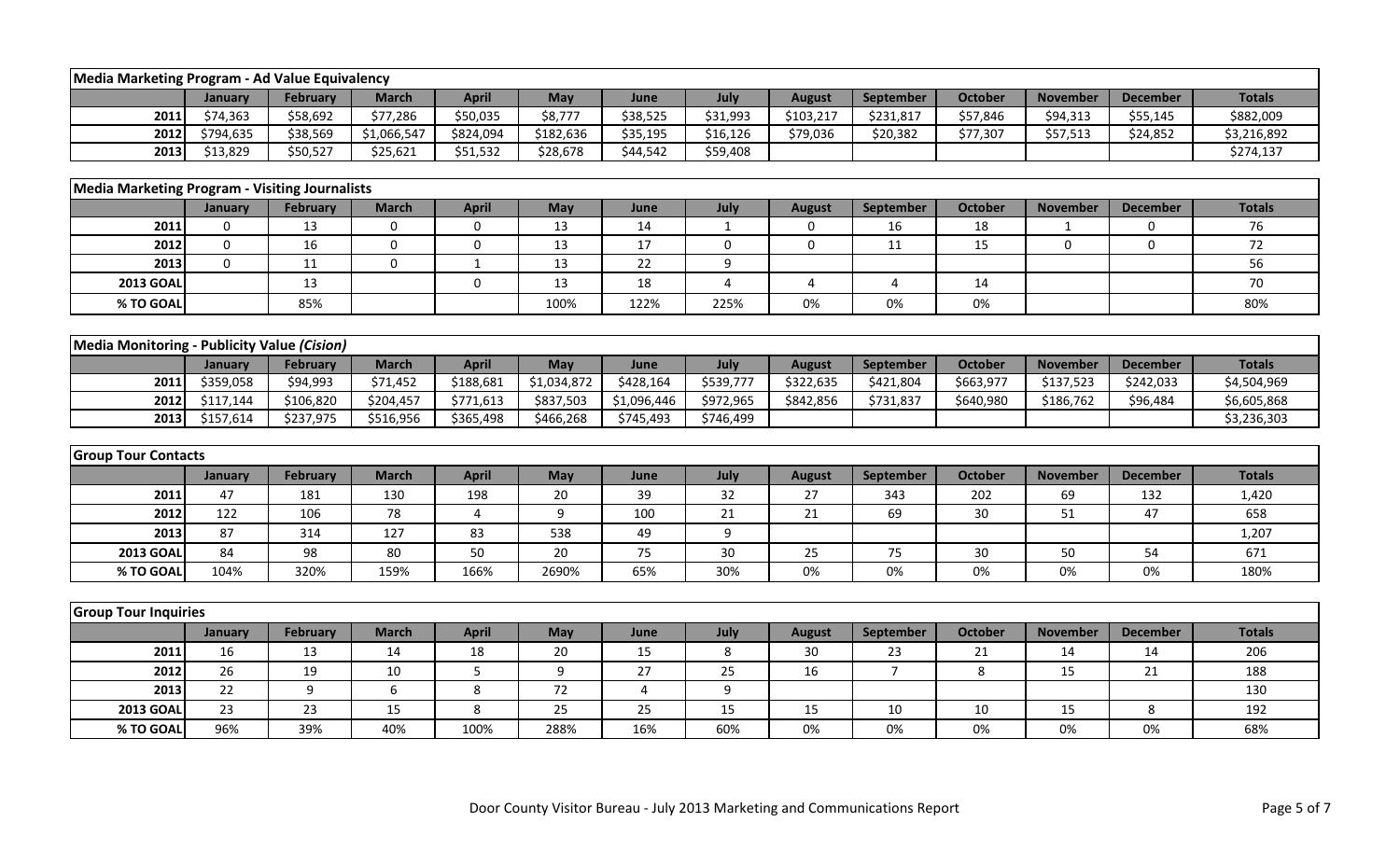| Media Marketing Program - Ad Value Equivalency | | | | | | | | | | | | | |
|---|---|---|---|---|---|---|---|---|---|---|---|---|---|
| | January | February | March | April | May | June | July | August | September | October | November | December | Totals |
| 2011 | $74,363 | $58,692 | $77,286 | $50,035 | $8,777 | $38,525 | $31,993 | $103,217 | $231,817 | $57,846 | $94,313 | $55,145 | $882,009 |
| 2012 | $794,635 | $38,569 | $1,066,547 | $824,094 | $182,636 | $35,195 | $16,126 | $79,036 | $20,382 | $77,307 | $57,513 | $24,852 | $3,216,892 |
| 2013 | $13,829 | $50,527 | $25,621 | $51,532 | $28,678 | $44,542 | $59,408 | | | | | | $274,137 |

| Media Marketing Program - Visiting Journalists | | | | | | | | | | | | | |
|---|---|---|---|---|---|---|---|---|---|---|---|---|---|
| | January | February | March | April | May | June | July | August | September | October | November | December | Totals |
| 2011 | 0 | 13 | 0 | 0 | 13 | 14 | 1 | 0 | 16 | 18 | 1 | 0 | 76 |
| 2012 | 0 | 16 | 0 | 0 | 13 | 17 | 0 | 0 | 11 | 15 | 0 | 0 | 72 |
| 2013 | 0 | 11 | 0 | 1 | 13 | 22 | 9 | | | | | | 56 |
| 2013 GOAL | | 13 | | 0 | 13 | 18 | 4 | 4 | 4 | 14 | | | 70 |
| % TO GOAL | | 85% | | | 100% | 122% | 225% | 0% | 0% | 0% | | | 80% |

| Media Monitoring - Publicity Value *(Cision)* | | | | | | | | | | | | | |
|---|---|---|---|---|---|---|---|---|---|---|---|---|---|
| | January | February | March | April | May | June | July | August | September | October | November | December | Totals |
| 2011 | $359,058 | $94,993 | $71,452 | $188,681 | $1,034,872 | $428,164 | $539,777 | $322,635 | $421,804 | $663,977 | $137,523 | $242,033 | $4,504,969 |
| 2012 | $117,144 | $106,820 | $204,457 | $771,613 | $837,503 | $1,096,446 | $972,965 | $842,856 | $731,837 | $640,980 | $186,762 | $96,484 | $6,605,868 |
| 2013 | $157,614 | $237,975 | $516,956 | $365,498 | $466,268 | $745,493 | $746,499 | | | | | | $3,236,303 |

| Group Tour Contacts | | | | | | | | | | | | | |
|---|---|---|---|---|---|---|---|---|---|---|---|---|---|
| | January | February | March | April | May | June | July | August | September | October | November | December | Totals |
| 2011 | 47 | 181 | 130 | 198 | 20 | 39 | 32 | 27 | 343 | 202 | 69 | 132 | 1,420 |
| 2012 | 122 | 106 | 78 | 4 | 9 | 100 | 21 | 21 | 69 | 30 | 51 | 47 | 658 |
| 2013 | 87 | 314 | 127 | 83 | 538 | 49 | 9 | | | | | | 1,207 |
| 2013 GOAL | 84 | 98 | 80 | 50 | 20 | 75 | 30 | 25 | 75 | 30 | 50 | 54 | 671 |
| % TO GOAL | 104% | 320% | 159% | 166% | 2690% | 65% | 30% | 0% | 0% | 0% | 0% | 0% | 180% |

| Group Tour Inquiries | | | | | | | | | | | | | |
|---|---|---|---|---|---|---|---|---|---|---|---|---|---|
| | January | February | March | April | May | June | July | August | September | October | November | December | Totals |
| 2011 | 16 | 13 | 14 | 18 | 20 | 15 | 8 | 30 | 23 | 21 | 14 | 14 | 206 |
| 2012 | 26 | 19 | 10 | 5 | 9 | 27 | 25 | 16 | 7 | 8 | 15 | 21 | 188 |
| 2013 | 22 | 9 | 6 | 8 | 72 | 4 | 9 | | | | | | 130 |
| 2013 GOAL | 23 | 23 | 15 | 8 | 25 | 25 | 15 | 15 | 10 | 10 | 15 | 8 | 192 |
| % TO GOAL | 96% | 39% | 40% | 100% | 288% | 16% | 60% | 0% | 0% | 0% | 0% | 0% | 68% |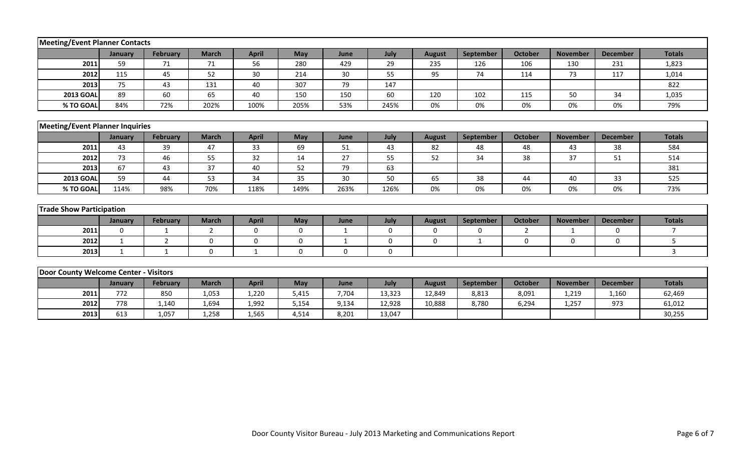| Meeting/Event Planner Contacts | | | | | | | | | | | | | |
|---|---|---|---|---|---|---|---|---|---|---|---|---|---|
| | **January** | **February** | **March** | **April** | **May** | **June** | **July** | **August** | **September** | **October** | **November** | **December** | **Totals** |
| **2011** | 59 | 71 | 71 | 56 | 280 | 429 | 29 | 235 | 126 | 106 | 130 | 231 | 1,823 |
| **2012** | 115 | 45 | 52 | 30 | 214 | 30 | 55 | 95 | 74 | 114 | 73 | 117 | 1,014 |
| **2013** | 75 | 43 | 131 | 40 | 307 | 79 | 147 | | | | | | 822 |
| **2013 GOAL** | 89 | 60 | 65 | 40 | 150 | 150 | 60 | 120 | 102 | 115 | 50 | 34 | 1,035 |
| **% TO GOAL** | 84% | 72% | 202% | 100% | 205% | 53% | 245% | 0% | 0% | 0% | 0% | 0% | 79% |

| Meeting/Event Planner Inquiries | | | | | | | | | | | | | |
|---|---|---|---|---|---|---|---|---|---|---|---|---|---|
| | **January** | **February** | **March** | **April** | **May** | **June** | **July** | **August** | **September** | **October** | **November** | **December** | **Totals** |
| **2011** | 43 | 39 | 47 | 33 | 69 | 51 | 43 | 82 | 48 | 48 | 43 | 38 | 584 |
| **2012** | 73 | 46 | 55 | 32 | 14 | 27 | 55 | 52 | 34 | 38 | 37 | 51 | 514 |
| **2013** | 67 | 43 | 37 | 40 | 52 | 79 | 63 | | | | | | 381 |
| **2013 GOAL** | 59 | 44 | 53 | 34 | 35 | 30 | 50 | 65 | 38 | 44 | 40 | 33 | 525 |
| **% TO GOAL** | 114% | 98% | 70% | 118% | 149% | 263% | 126% | 0% | 0% | 0% | 0% | 0% | 73% |

| Trade Show Participation | | | | | | | | | | | | | |
|---|---|---|---|---|---|---|---|---|---|---|---|---|---|
| | **January** | **February** | **March** | **April** | **May** | **June** | **July** | **August** | **September** | **October** | **November** | **December** | **Totals** |
| **2011** | 0 | 1 | 2 | 0 | 0 | 1 | 0 | 0 | 0 | 2 | 1 | 0 | 7 |
| **2012** | 1 | 2 | 0 | 0 | 0 | 1 | 0 | 0 | 1 | 0 | 0 | 0 | 5 |
| **2013** | 1 | 1 | 0 | 1 | 0 | 0 | 0 | | | | | | 3 |

| Door County Welcome Center - Visitors | | | | | | | | | | | | | |
|---|---|---|---|---|---|---|---|---|---|---|---|---|---|
| | **January** | **February** | **March** | **April** | **May** | **June** | **July** | **August** | **September** | **October** | **November** | **December** | **Totals** |
| **2011** | 772 | 850 | 1,053 | 1,220 | 5,415 | 7,704 | 13,323 | 12,849 | 8,813 | 8,091 | 1,219 | 1,160 | 62,469 |
| **2012** | 778 | 1,140 | 1,694 | 1,992 | 5,154 | 9,134 | 12,928 | 10,888 | 8,780 | 6,294 | 1,257 | 973 | 61,012 |
| **2013** | 613 | 1,057 | 1,258 | 1,565 | 4,514 | 8,201 | 13,047 | | | | | | 30,255 |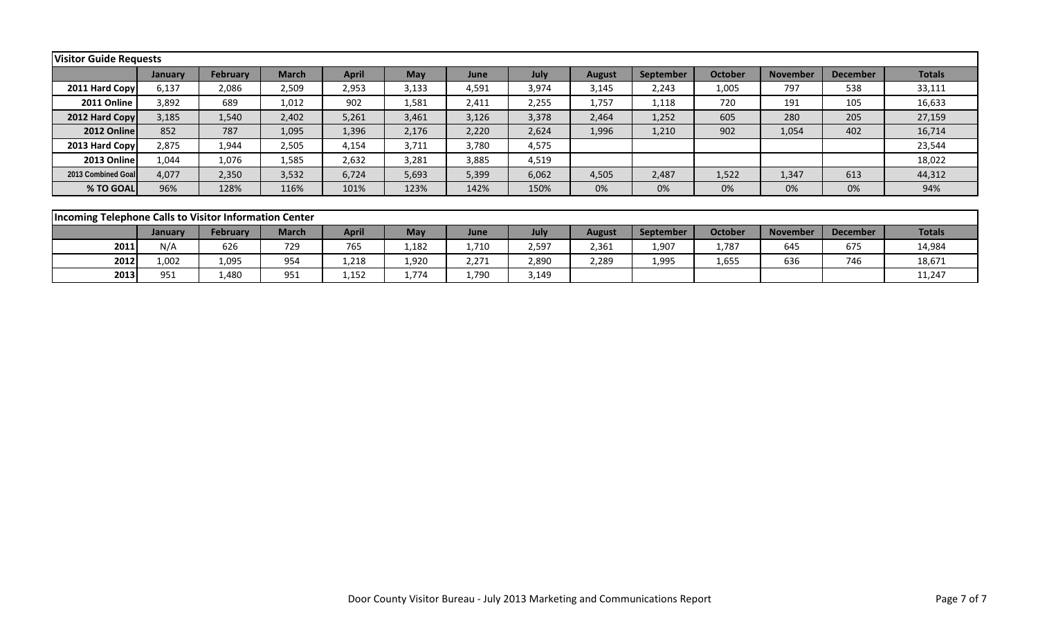| Visitor Guide Requests | | | | | | | | | | | | | |
|---|---|---|---|---|---|---|---|---|---|---|---|---|---|
| | January | February | March | April | May | June | July | August | September | October | November | December | Totals |
| 2011 Hard Copy | 6,137 | 2,086 | 2,509 | 2,953 | 3,133 | 4,591 | 3,974 | 3,145 | 2,243 | 1,005 | 797 | 538 | 33,111 |
| 2011 Online | 3,892 | 689 | 1,012 | 902 | 1,581 | 2,411 | 2,255 | 1,757 | 1,118 | 720 | 191 | 105 | 16,633 |
| 2012 Hard Copy | 3,185 | 1,540 | 2,402 | 5,261 | 3,461 | 3,126 | 3,378 | 2,464 | 1,252 | 605 | 280 | 205 | 27,159 |
| 2012 Online | 852 | 787 | 1,095 | 1,396 | 2,176 | 2,220 | 2,624 | 1,996 | 1,210 | 902 | 1,054 | 402 | 16,714 |
| 2013 Hard Copy | 2,875 | 1,944 | 2,505 | 4,154 | 3,711 | 3,780 | 4,575 | | | | | | 23,544 |
| 2013 Online | 1,044 | 1,076 | 1,585 | 2,632 | 3,281 | 3,885 | 4,519 | | | | | | 18,022 |
| 2013 Combined Goal | 4,077 | 2,350 | 3,532 | 6,724 | 5,693 | 5,399 | 6,062 | 4,505 | 2,487 | 1,522 | 1,347 | 613 | 44,312 |
| % TO GOAL | 96% | 128% | 116% | 101% | 123% | 142% | 150% | 0% | 0% | 0% | 0% | 0% | 94% |

| Incoming Telephone Calls to Visitor Information Center | | | | | | | | | | | | | |
|---|---|---|---|---|---|---|---|---|---|---|---|---|---|
| | January | February | March | April | May | June | July | August | September | October | November | December | Totals |
| 2011 | N/A | 626 | 729 | 765 | 1,182 | 1,710 | 2,597 | 2,361 | 1,907 | 1,787 | 645 | 675 | 14,984 |
| 2012 | 1,002 | 1,095 | 954 | 1,218 | 1,920 | 2,271 | 2,890 | 2,289 | 1,995 | 1,655 | 636 | 746 | 18,671 |
| 2013 | 951 | 1,480 | 951 | 1,152 | 1,774 | 1,790 | 3,149 | | | | | | 11,247 |